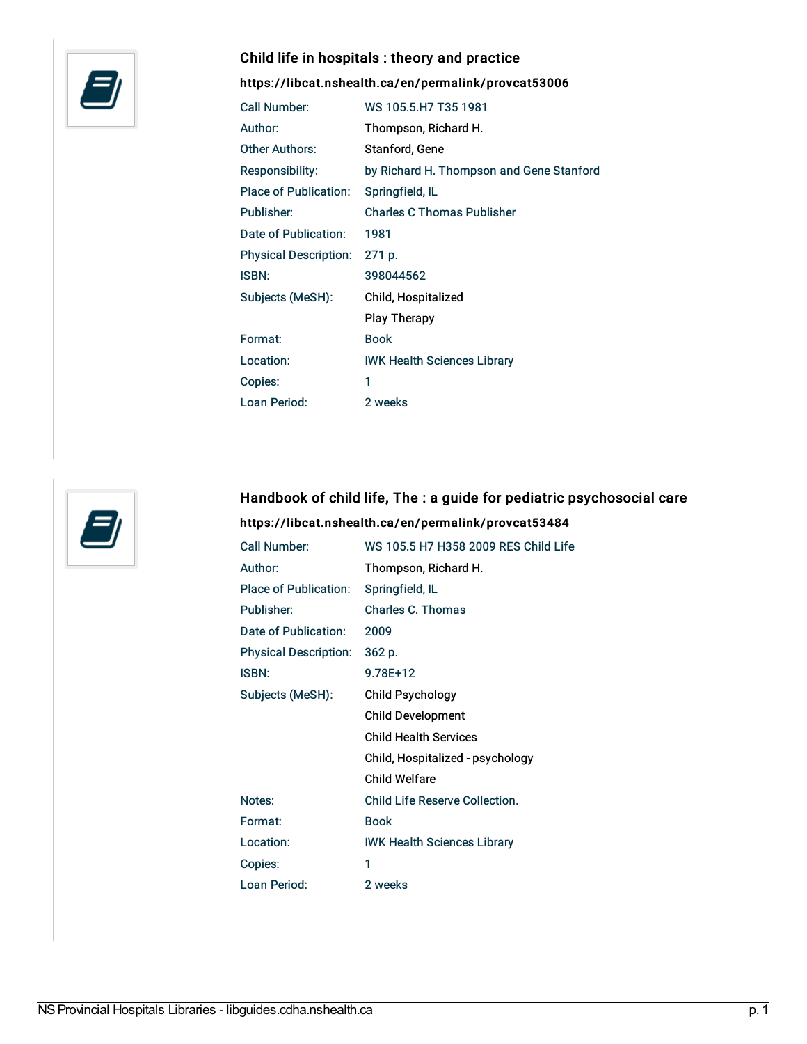### Child life in hospitals : theory and practice

**https://libcat.nshealth.ca/en/permalink/provcat53006**

| | |
|---|---|
| Call Number: | WS 105.5.H7 T35 1981 |
| Author: | Thompson, Richard H. |
| Other Authors: | Stanford, Gene |
| Responsibility: | by Richard H. Thompson and Gene Stanford |
| Place of Publication: | Springfield, IL |
| Publisher: | Charles C Thomas Publisher |
| Date of Publication: | 1981 |
| Physical Description: | 271 p. |
| ISBN: | 398044562 |
| Subjects (MeSH): | Child, Hospitalized |
| | Play Therapy |
| Format: | Book |
| Location: | IWK Health Sciences Library |
| Copies: | 1 |
| Loan Period: | 2 weeks |

### Handbook of child life, The : a guide for pediatric psychosocial care

**https://libcat.nshealth.ca/en/permalink/provcat53484**

| | |
|---|---|
| Call Number: | WS 105.5 H7 H358 2009 RES Child Life |
| Author: | Thompson, Richard H. |
| Place of Publication: | Springfield, IL |
| Publisher: | Charles C. Thomas |
| Date of Publication: | 2009 |
| Physical Description: | 362 p. |
| ISBN: | 9.78E+12 |
| Subjects (MeSH): | Child Psychology |
| | Child Development |
| | Child Health Services |
| | Child, Hospitalized - psychology |
| | Child Welfare |
| Notes: | Child Life Reserve Collection. |
| Format: | Book |
| Location: | IWK Health Sciences Library |
| Copies: | 1 |
| Loan Period: | 2 weeks |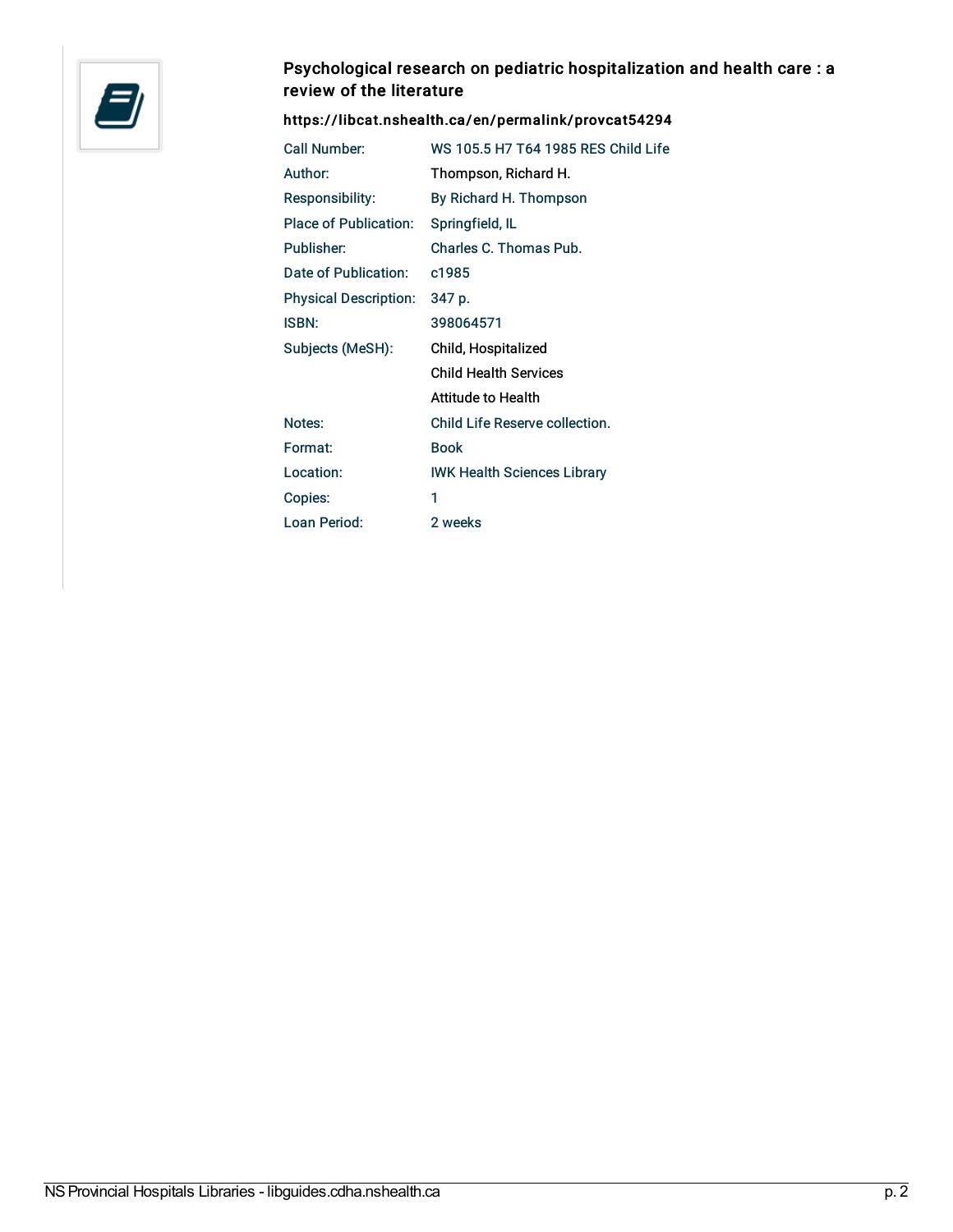### Psychological research on pediatric hospitalization and health care : a review of the literature

**https://libcat.nshealth.ca/en/permalink/provcat54294**

| | |
|---|---|
| Call Number: | WS 105.5 H7 T64 1985 RES Child Life |
| Author: | Thompson, Richard H. |
| Responsibility: | By Richard H. Thompson |
| Place of Publication: | Springfield, IL |
| Publisher: | Charles C. Thomas Pub. |
| Date of Publication: | c1985 |
| Physical Description: | 347 p. |
| ISBN: | 398064571 |
| Subjects (MeSH): | Child, Hospitalized |
| | Child Health Services |
| | Attitude to Health |
| Notes: | Child Life Reserve collection. |
| Format: | Book |
| Location: | IWK Health Sciences Library |
| Copies: | 1 |
| Loan Period: | 2 weeks |